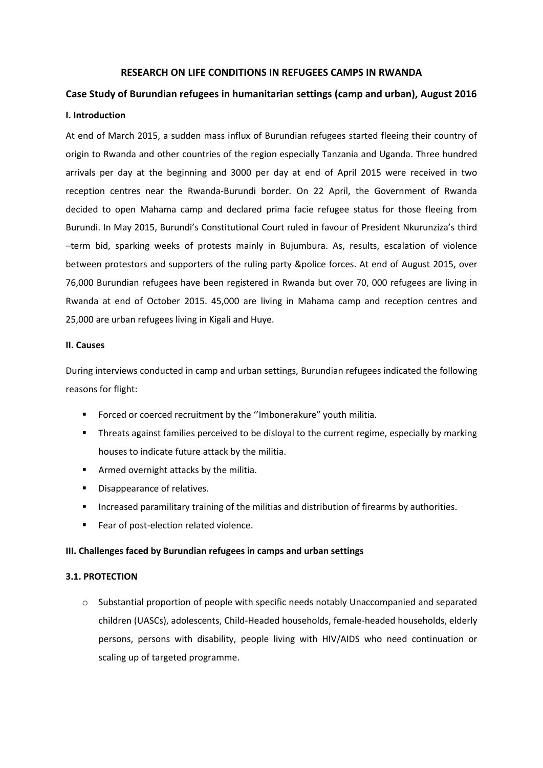# RESEARCH ON LIFE CONDITIONS IN REFUGEES CAMPS IN RWANDA

## Case Study of Burundian refugees in humanitarian settings (camp and urban), August 2016

### I. Introduction

At end of March 2015, a sudden mass influx of Burundian refugees started fleeing their country of origin to Rwanda and other countries of the region especially Tanzania and Uganda. Three hundred arrivals per day at the beginning and 3000 per day at end of April 2015 were received in two reception centres near the Rwanda-Burundi border. On 22 April, the Government of Rwanda decided to open Mahama camp and declared prima facie refugee status for those fleeing from Burundi. In May 2015, Burundi's Constitutional Court ruled in favour of President Nkurunziza's third –term bid, sparking weeks of protests mainly in Bujumbura. As, results, escalation of violence between protestors and supporters of the ruling party &police forces. At end of August 2015, over 76,000 Burundian refugees have been registered in Rwanda but over 70, 000 refugees are living in Rwanda at end of October 2015. 45,000 are living in Mahama camp and reception centres and 25,000 are urban refugees living in Kigali and Huye.

### II. Causes

During interviews conducted in camp and urban settings, Burundian refugees indicated the following reasons for flight:

- Forced or coerced recruitment by the ''Imbonerakure" youth militia.
- Threats against families perceived to be disloyal to the current regime, especially by marking houses to indicate future attack by the militia.
- Armed overnight attacks by the militia.
- Disappearance of relatives.
- Increased paramilitary training of the militias and distribution of firearms by authorities.
- Fear of post-election related violence.

### III. Challenges faced by Burundian refugees in camps and urban settings

#### 3.1. PROTECTION

- Substantial proportion of people with specific needs notably Unaccompanied and separated children (UASCs), adolescents, Child-Headed households, female-headed households, elderly persons, persons with disability, people living with HIV/AIDS who need continuation or scaling up of targeted programme.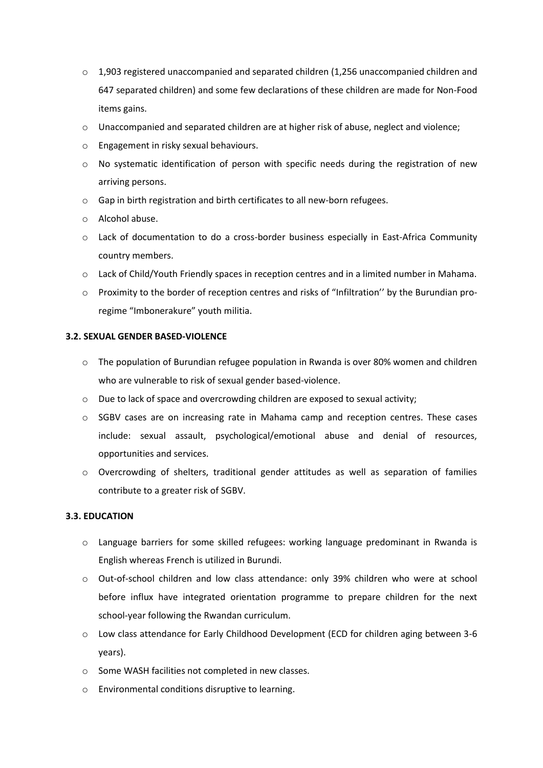- 1,903 registered unaccompanied and separated children (1,256 unaccompanied children and 647 separated children) and some few declarations of these children are made for Non-Food items gains.
- Unaccompanied and separated children are at higher risk of abuse, neglect and violence;
- Engagement in risky sexual behaviours.
- No systematic identification of person with specific needs during the registration of new arriving persons.
- Gap in birth registration and birth certificates to all new-born refugees.
- Alcohol abuse.
- Lack of documentation to do a cross-border business especially in East-Africa Community country members.
- Lack of Child/Youth Friendly spaces in reception centres and in a limited number in Mahama.
- Proximity to the border of reception centres and risks of "Infiltration'' by the Burundian pro-regime "Imbonerakure" youth militia.

### 3.2. SEXUAL GENDER BASED-VIOLENCE

- The population of Burundian refugee population in Rwanda is over 80% women and children who are vulnerable to risk of sexual gender based-violence.
- Due to lack of space and overcrowding children are exposed to sexual activity;
- SGBV cases are on increasing rate in Mahama camp and reception centres. These cases include: sexual assault, psychological/emotional abuse and denial of resources, opportunities and services.
- Overcrowding of shelters, traditional gender attitudes as well as separation of families contribute to a greater risk of SGBV.

### 3.3. EDUCATION

- Language barriers for some skilled refugees: working language predominant in Rwanda is English whereas French is utilized in Burundi.
- Out-of-school children and low class attendance: only 39% children who were at school before influx have integrated orientation programme to prepare children for the next school-year following the Rwandan curriculum.
- Low class attendance for Early Childhood Development (ECD for children aging between 3-6 years).
- Some WASH facilities not completed in new classes.
- Environmental conditions disruptive to learning.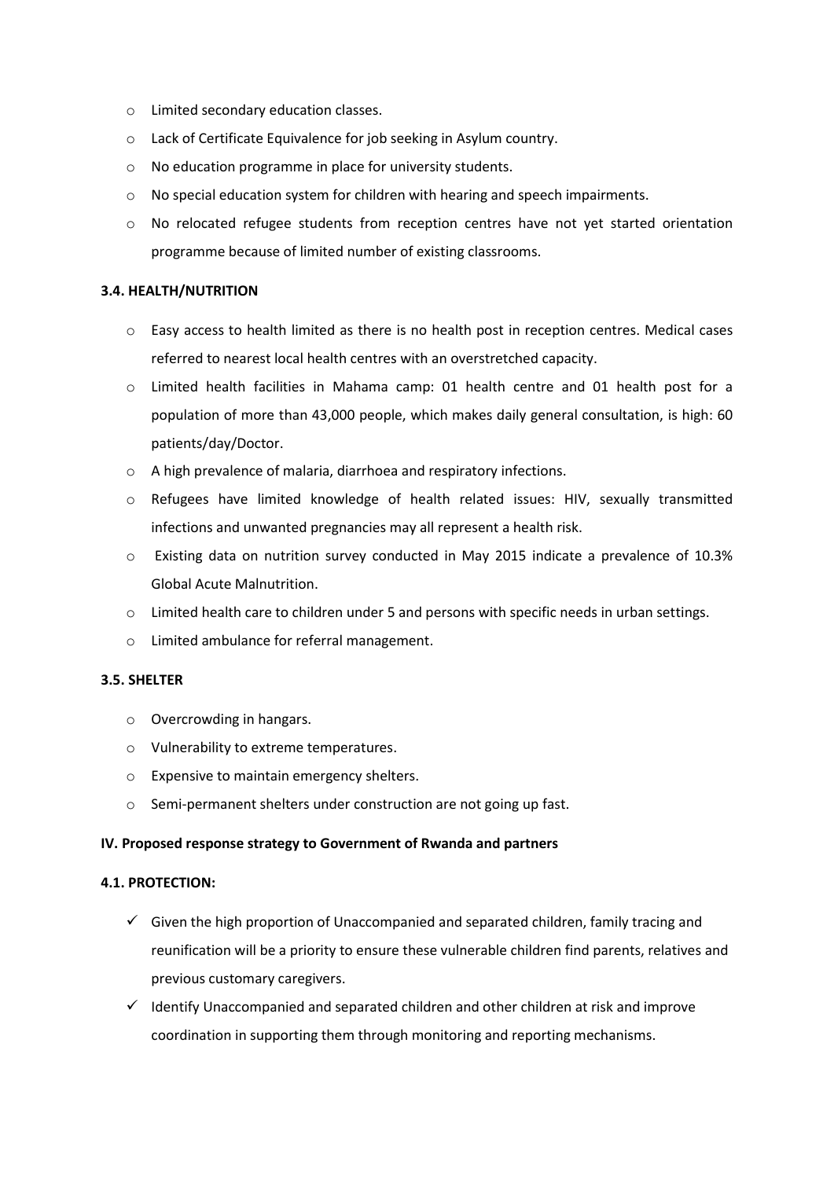- Limited secondary education classes.
- Lack of Certificate Equivalence for job seeking in Asylum country.
- No education programme in place for university students.
- No special education system for children with hearing and speech impairments.
- No relocated refugee students from reception centres have not yet started orientation programme because of limited number of existing classrooms.

**3.4. HEALTH/NUTRITION**

- Easy access to health limited as there is no health post in reception centres. Medical cases referred to nearest local health centres with an overstretched capacity.
- Limited health facilities in Mahama camp: 01 health centre and 01 health post for a population of more than 43,000 people, which makes daily general consultation, is high: 60 patients/day/Doctor.
- A high prevalence of malaria, diarrhoea and respiratory infections.
- Refugees have limited knowledge of health related issues: HIV, sexually transmitted infections and unwanted pregnancies may all represent a health risk.
- Existing data on nutrition survey conducted in May 2015 indicate a prevalence of 10.3% Global Acute Malnutrition.
- Limited health care to children under 5 and persons with specific needs in urban settings.
- Limited ambulance for referral management.

**3.5. SHELTER**

- Overcrowding in hangars.
- Vulnerability to extreme temperatures.
- Expensive to maintain emergency shelters.
- Semi-permanent shelters under construction are not going up fast.

**IV. Proposed response strategy to Government of Rwanda and partners**

**4.1. PROTECTION:**

- ✓ Given the high proportion of Unaccompanied and separated children, family tracing and reunification will be a priority to ensure these vulnerable children find parents, relatives and previous customary caregivers.
- ✓ Identify Unaccompanied and separated children and other children at risk and improve coordination in supporting them through monitoring and reporting mechanisms.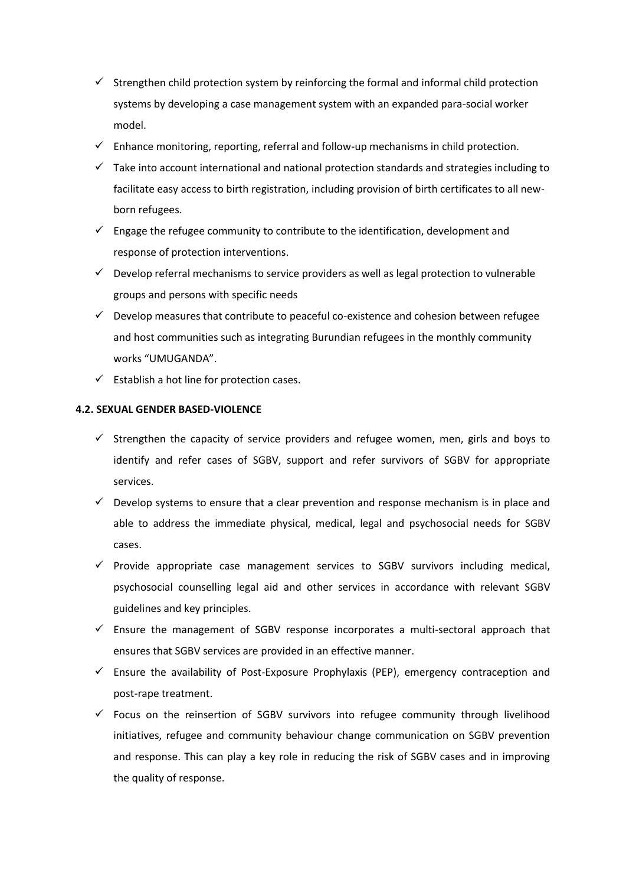- ✓ Strengthen child protection system by reinforcing the formal and informal child protection systems by developing a case management system with an expanded para-social worker model.
- ✓ Enhance monitoring, reporting, referral and follow-up mechanisms in child protection.
- ✓ Take into account international and national protection standards and strategies including to facilitate easy access to birth registration, including provision of birth certificates to all new-born refugees.
- ✓ Engage the refugee community to contribute to the identification, development and response of protection interventions.
- ✓ Develop referral mechanisms to service providers as well as legal protection to vulnerable groups and persons with specific needs
- ✓ Develop measures that contribute to peaceful co-existence and cohesion between refugee and host communities such as integrating Burundian refugees in the monthly community works "UMUGANDA".
- ✓ Establish a hot line for protection cases.

**4.2. SEXUAL GENDER BASED-VIOLENCE**

- ✓ Strengthen the capacity of service providers and refugee women, men, girls and boys to identify and refer cases of SGBV, support and refer survivors of SGBV for appropriate services.
- ✓ Develop systems to ensure that a clear prevention and response mechanism is in place and able to address the immediate physical, medical, legal and psychosocial needs for SGBV cases.
- ✓ Provide appropriate case management services to SGBV survivors including medical, psychosocial counselling legal aid and other services in accordance with relevant SGBV guidelines and key principles.
- ✓ Ensure the management of SGBV response incorporates a multi-sectoral approach that ensures that SGBV services are provided in an effective manner.
- ✓ Ensure the availability of Post-Exposure Prophylaxis (PEP), emergency contraception and post-rape treatment.
- ✓ Focus on the reinsertion of SGBV survivors into refugee community through livelihood initiatives, refugee and community behaviour change communication on SGBV prevention and response. This can play a key role in reducing the risk of SGBV cases and in improving the quality of response.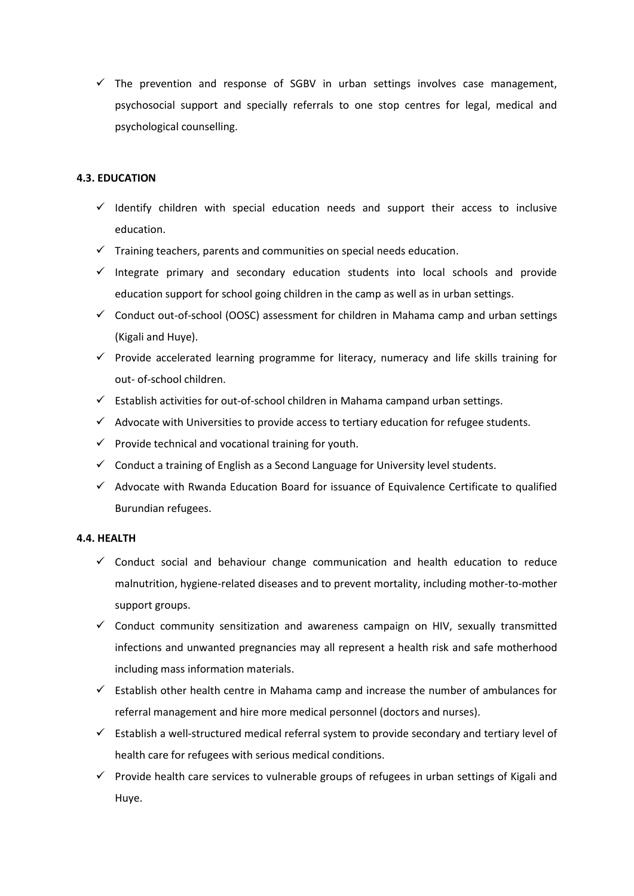- ✓ The prevention and response of SGBV in urban settings involves case management, psychosocial support and specially referrals to one stop centres for legal, medical and psychological counselling.

#### 4.3. EDUCATION

- ✓ Identify children with special education needs and support their access to inclusive education.
- ✓ Training teachers, parents and communities on special needs education.
- ✓ Integrate primary and secondary education students into local schools and provide education support for school going children in the camp as well as in urban settings.
- ✓ Conduct out-of-school (OOSC) assessment for children in Mahama camp and urban settings (Kigali and Huye).
- ✓ Provide accelerated learning programme for literacy, numeracy and life skills training for out- of-school children.
- ✓ Establish activities for out-of-school children in Mahama campand urban settings.
- ✓ Advocate with Universities to provide access to tertiary education for refugee students.
- ✓ Provide technical and vocational training for youth.
- ✓ Conduct a training of English as a Second Language for University level students.
- ✓ Advocate with Rwanda Education Board for issuance of Equivalence Certificate to qualified Burundian refugees.

#### 4.4. HEALTH

- ✓ Conduct social and behaviour change communication and health education to reduce malnutrition, hygiene-related diseases and to prevent mortality, including mother-to-mother support groups.
- ✓ Conduct community sensitization and awareness campaign on HIV, sexually transmitted infections and unwanted pregnancies may all represent a health risk and safe motherhood including mass information materials.
- ✓ Establish other health centre in Mahama camp and increase the number of ambulances for referral management and hire more medical personnel (doctors and nurses).
- ✓ Establish a well-structured medical referral system to provide secondary and tertiary level of health care for refugees with serious medical conditions.
- ✓ Provide health care services to vulnerable groups of refugees in urban settings of Kigali and Huye.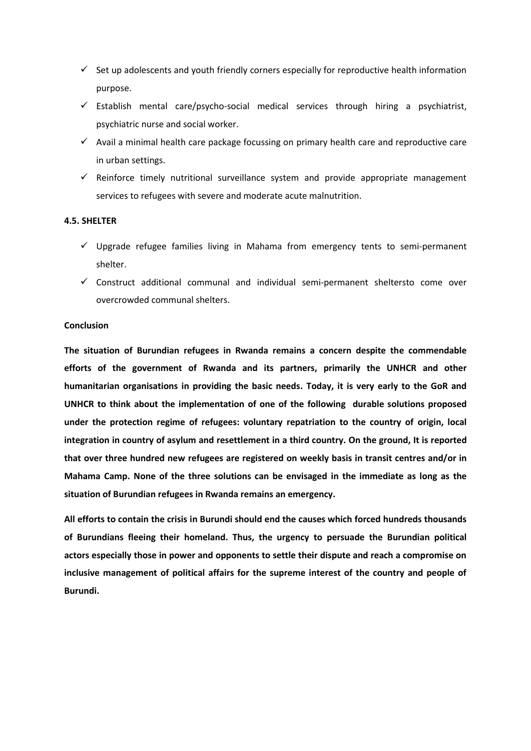- ✓ Set up adolescents and youth friendly corners especially for reproductive health information purpose.
- ✓ Establish mental care/psycho-social medical services through hiring a psychiatrist, psychiatric nurse and social worker.
- ✓ Avail a minimal health care package focussing on primary health care and reproductive care in urban settings.
- ✓ Reinforce timely nutritional surveillance system and provide appropriate management services to refugees with severe and moderate acute malnutrition.

#### 4.5. SHELTER

- ✓ Upgrade refugee families living in Mahama from emergency tents to semi-permanent shelter.
- ✓ Construct additional communal and individual semi-permanent sheltersto come over overcrowded communal shelters.

#### Conclusion

**The situation of Burundian refugees in Rwanda remains a concern despite the commendable efforts of the government of Rwanda and its partners, primarily the UNHCR and other humanitarian organisations in providing the basic needs. Today, it is very early to the GoR and UNHCR to think about the implementation of one of the following durable solutions proposed under the protection regime of refugees: voluntary repatriation to the country of origin, local integration in country of asylum and resettlement in a third country. On the ground, It is reported that over three hundred new refugees are registered on weekly basis in transit centres and/or in Mahama Camp. None of the three solutions can be envisaged in the immediate as long as the situation of Burundian refugees in Rwanda remains an emergency.**

**All efforts to contain the crisis in Burundi should end the causes which forced hundreds thousands of Burundians fleeing their homeland. Thus, the urgency to persuade the Burundian political actors especially those in power and opponents to settle their dispute and reach a compromise on inclusive management of political affairs for the supreme interest of the country and people of Burundi.**